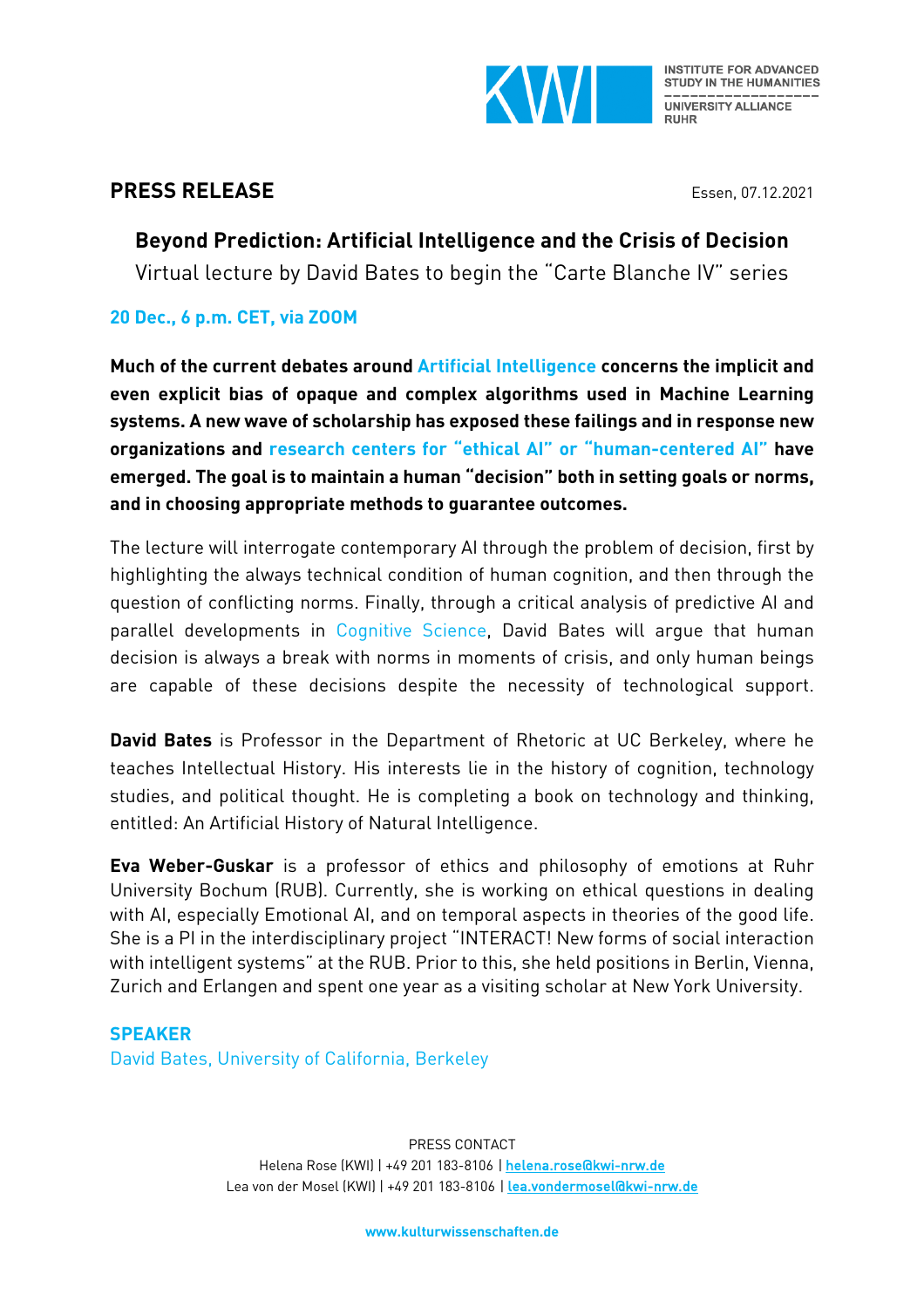INSTITUTE FOR ADVANCED STUDY IN THE HUMANITIES
UNIVERSITY ALLIANCE RUHR

## PRESS RELEASE

Essen, 07.12.2021

# Beyond Prediction: Artificial Intelligence and the Crisis of Decision

Virtual lecture by David Bates to begin the "Carte Blanche IV" series

**20 Dec., 6 p.m. CET, via ZOOM**

**Much of the current debates around Artificial Intelligence concerns the implicit and even explicit bias of opaque and complex algorithms used in Machine Learning systems. A new wave of scholarship has exposed these failings and in response new organizations and research centers for "ethical AI" or "human-centered AI" have emerged. The goal is to maintain a human "decision" both in setting goals or norms, and in choosing appropriate methods to guarantee outcomes.**

The lecture will interrogate contemporary AI through the problem of decision, first by highlighting the always technical condition of human cognition, and then through the question of conflicting norms. Finally, through a critical analysis of predictive AI and parallel developments in Cognitive Science, David Bates will argue that human decision is always a break with norms in moments of crisis, and only human beings are capable of these decisions despite the necessity of technological support.

**David Bates** is Professor in the Department of Rhetoric at UC Berkeley, where he teaches Intellectual History. His interests lie in the history of cognition, technology studies, and political thought. He is completing a book on technology and thinking, entitled: An Artificial History of Natural Intelligence.

**Eva Weber-Guskar** is a professor of ethics and philosophy of emotions at Ruhr University Bochum (RUB). Currently, she is working on ethical questions in dealing with AI, especially Emotional AI, and on temporal aspects in theories of the good life. She is a PI in the interdisciplinary project "INTERACT! New forms of social interaction with intelligent systems" at the RUB. Prior to this, she held positions in Berlin, Vienna, Zurich and Erlangen and spent one year as a visiting scholar at New York University.

**SPEAKER**

David Bates, University of California, Berkeley

PRESS CONTACT

Helena Rose (KWI) | +49 201 183-8106 | helena.rose@kwi-nrw.de

Lea von der Mosel (KWI) | +49 201 183-8106 | lea.vondermosel@kwi-nrw.de

www.kulturwissenschaften.de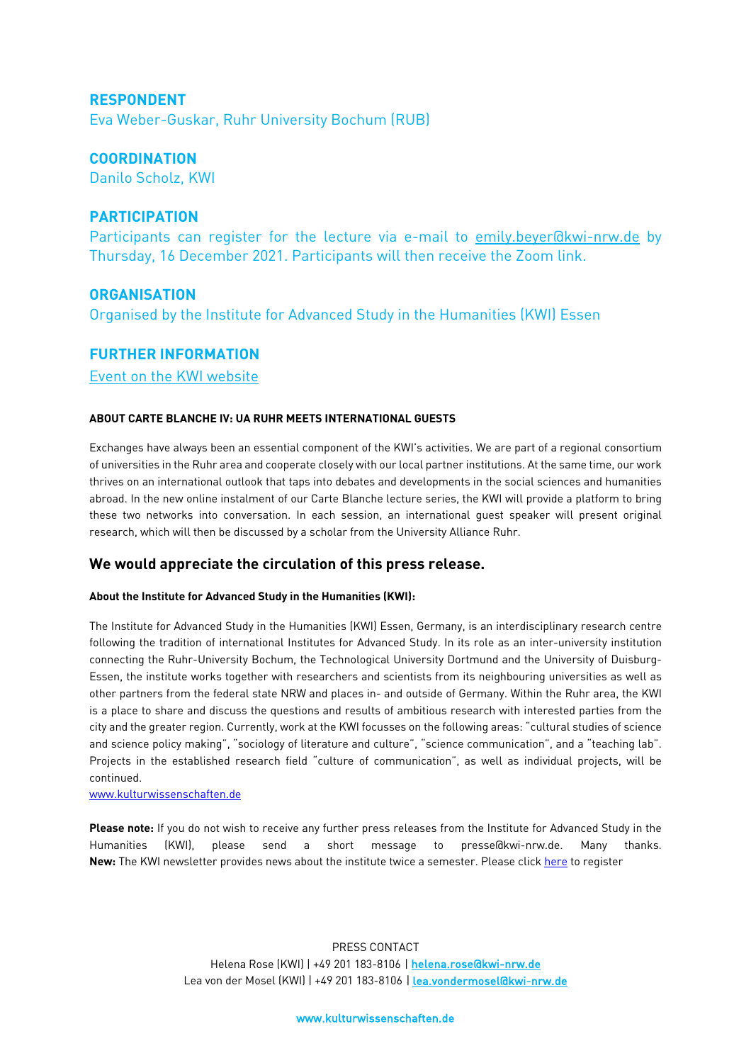## RESPONDENT

Eva Weber-Guskar, Ruhr University Bochum (RUB)

## COORDINATION

Danilo Scholz, KWI

## PARTICIPATION

Participants can register for the lecture via e-mail to emily.beyer@kwi-nrw.de by Thursday, 16 December 2021. Participants will then receive the Zoom link.

## ORGANISATION

Organised by the Institute for Advanced Study in the Humanities (KWI) Essen

## FURTHER INFORMATION

Event on the KWI website

#### ABOUT CARTE BLANCHE IV: UA RUHR MEETS INTERNATIONAL GUESTS

Exchanges have always been an essential component of the KWI's activities. We are part of a regional consortium of universities in the Ruhr area and cooperate closely with our local partner institutions. At the same time, our work thrives on an international outlook that taps into debates and developments in the social sciences and humanities abroad. In the new online instalment of our Carte Blanche lecture series, the KWI will provide a platform to bring these two networks into conversation. In each session, an international guest speaker will present original research, which will then be discussed by a scholar from the University Alliance Ruhr.

### We would appreciate the circulation of this press release.

#### About the Institute for Advanced Study in the Humanities (KWI):

The Institute for Advanced Study in the Humanities (KWI) Essen, Germany, is an interdisciplinary research centre following the tradition of international Institutes for Advanced Study. In its role as an inter-university institution connecting the Ruhr-University Bochum, the Technological University Dortmund and the University of Duisburg-Essen, the institute works together with researchers and scientists from its neighbouring universities as well as other partners from the federal state NRW and places in- and outside of Germany. Within the Ruhr area, the KWI is a place to share and discuss the questions and results of ambitious research with interested parties from the city and the greater region. Currently, work at the KWI focusses on the following areas: "cultural studies of science and science policy making", "sociology of literature and culture", "science communication", and a "teaching lab". Projects in the established research field "culture of communication", as well as individual projects, will be continued.
www.kulturwissenschaften.de

**Please note:** If you do not wish to receive any further press releases from the Institute for Advanced Study in the Humanities (KWI), please send a short message to presse@kwi-nrw.de. Many thanks.
**New:** The KWI newsletter provides news about the institute twice a semester. Please click here to register

PRESS CONTACT
Helena Rose (KWI) | +49 201 183-8106 | helena.rose@kwi-nrw.de
Lea von der Mosel (KWI) | +49 201 183-8106 | lea.vondermosel@kwi-nrw.de